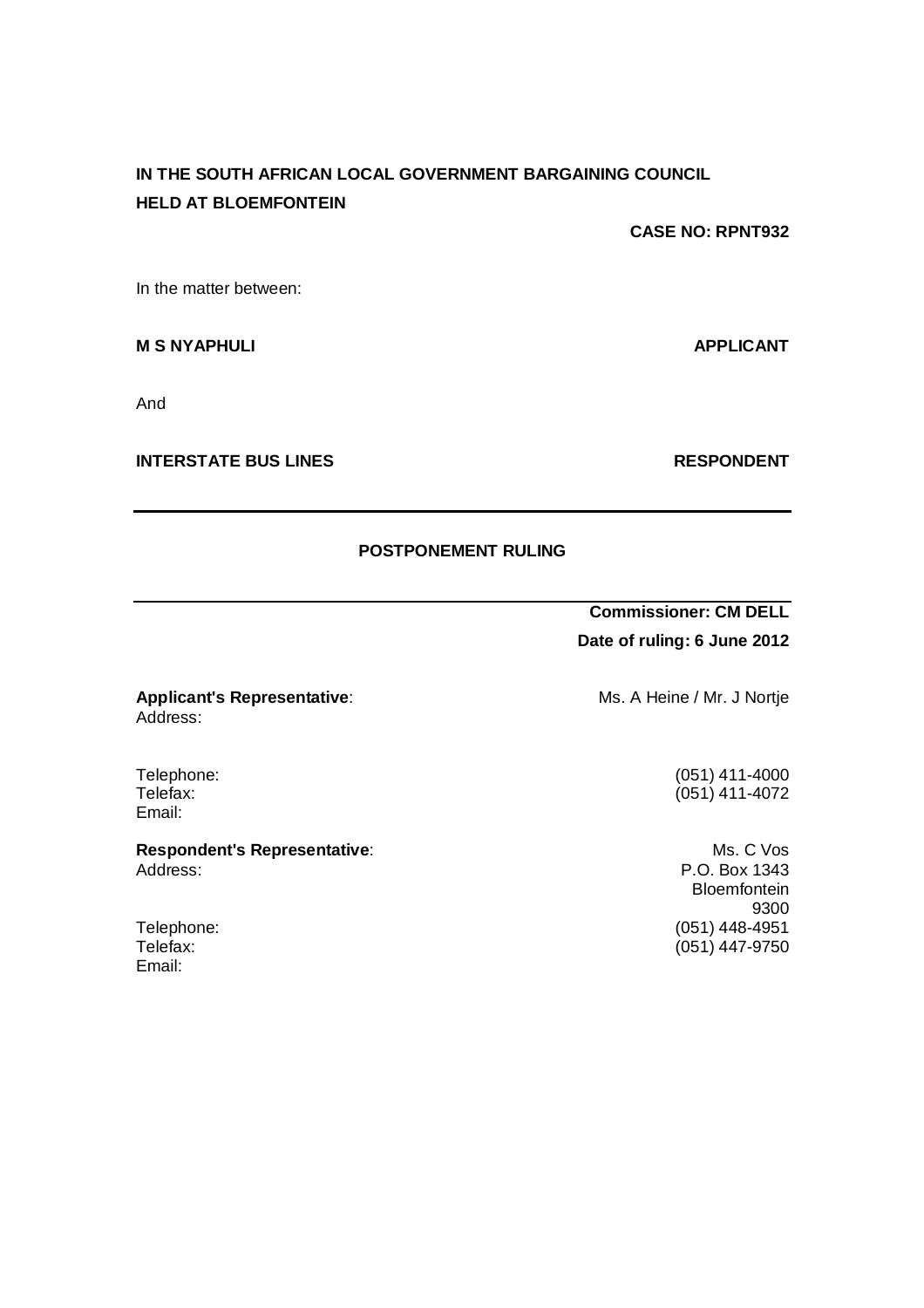**IN THE SOUTH AFRICAN LOCAL GOVERNMENT BARGAINING COUNCIL**
**HELD AT BLOEMFONTEIN**

**CASE NO: RPNT932**

In the matter between:

**M S NYAPHULI** **APPLICANT**

And

**INTERSTATE BUS LINES** **RESPONDENT**

---

**POSTPONEMENT RULING**

---

**Commissioner: CM DELL**

**Date of ruling: 6 June 2012**

**Applicant's Representative**: Ms. A Heine / Mr. J Nortje
Address:

Telephone: (051) 411-4000
Telefax: (051) 411-4072
Email:

**Respondent's Representative**: Ms. C Vos
Address: P.O. Box 1343
Bloemfontein
9300
Telephone: (051) 448-4951
Telefax: (051) 447-9750
Email: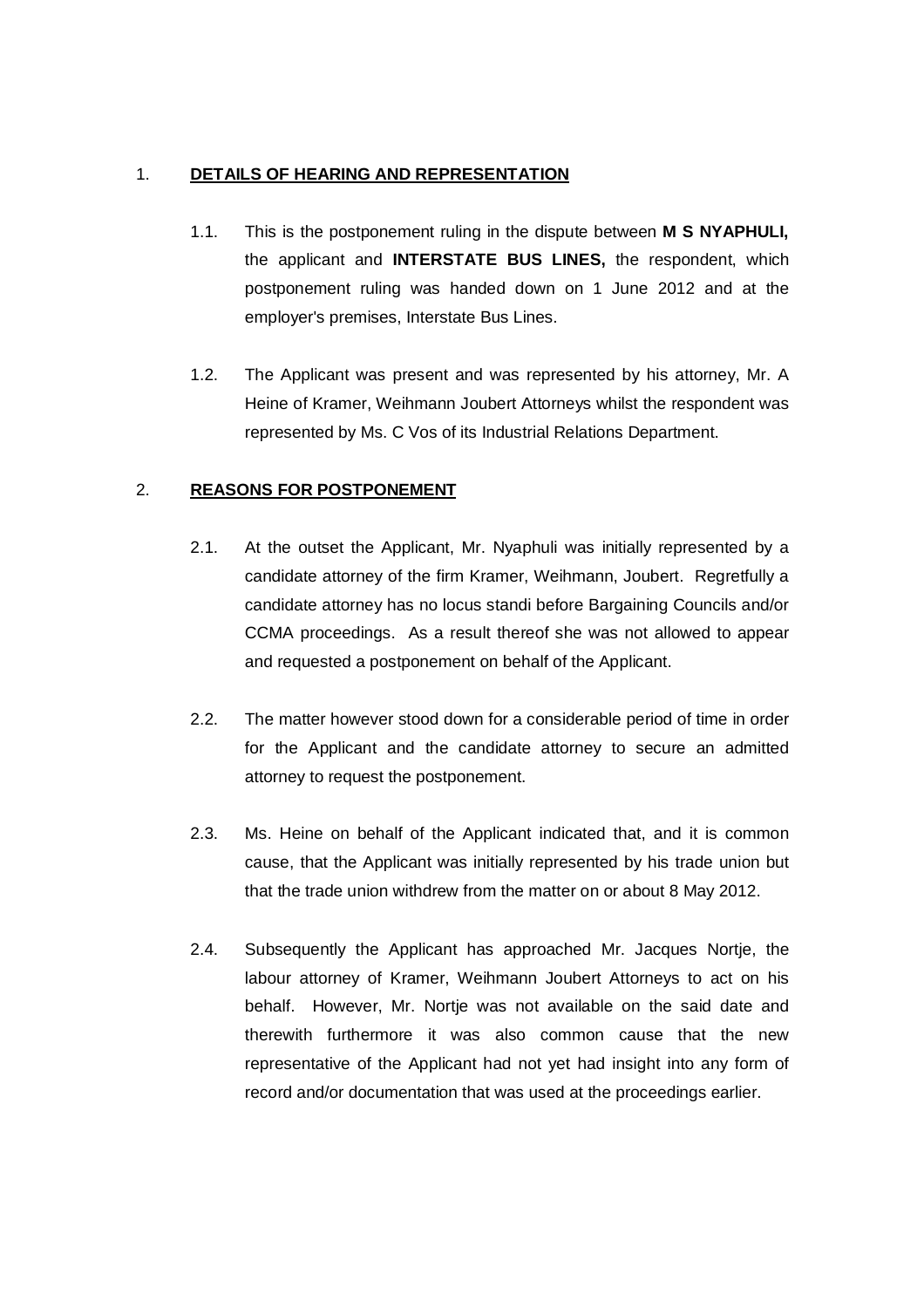1. **DETAILS OF HEARING AND REPRESENTATION**

1.1. This is the postponement ruling in the dispute between **M S NYAPHULI,** the applicant and **INTERSTATE BUS LINES,** the respondent, which postponement ruling was handed down on 1 June 2012 and at the employer's premises, Interstate Bus Lines.

1.2. The Applicant was present and was represented by his attorney, Mr. A Heine of Kramer, Weihmann Joubert Attorneys whilst the respondent was represented by Ms. C Vos of its Industrial Relations Department.

2. **REASONS FOR POSTPONEMENT**

2.1. At the outset the Applicant, Mr. Nyaphuli was initially represented by a candidate attorney of the firm Kramer, Weihmann, Joubert. Regretfully a candidate attorney has no locus standi before Bargaining Councils and/or CCMA proceedings. As a result thereof she was not allowed to appear and requested a postponement on behalf of the Applicant.

2.2. The matter however stood down for a considerable period of time in order for the Applicant and the candidate attorney to secure an admitted attorney to request the postponement.

2.3. Ms. Heine on behalf of the Applicant indicated that, and it is common cause, that the Applicant was initially represented by his trade union but that the trade union withdrew from the matter on or about 8 May 2012.

2.4. Subsequently the Applicant has approached Mr. Jacques Nortje, the labour attorney of Kramer, Weihmann Joubert Attorneys to act on his behalf. However, Mr. Nortje was not available on the said date and therewith furthermore it was also common cause that the new representative of the Applicant had not yet had insight into any form of record and/or documentation that was used at the proceedings earlier.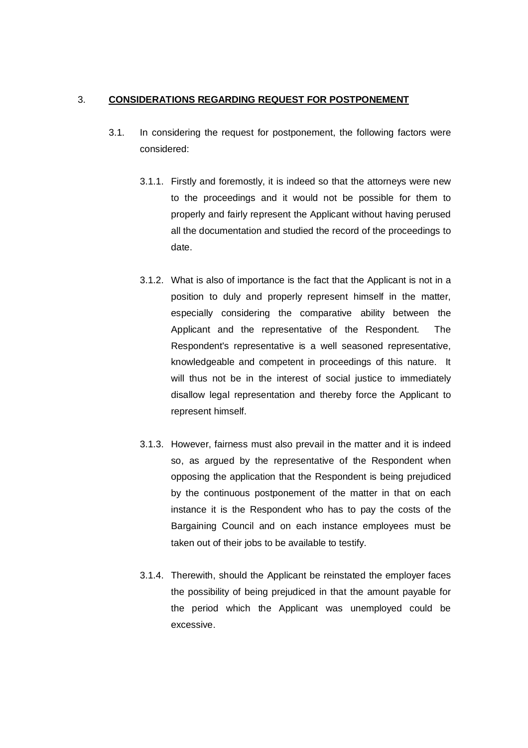3. **CONSIDERATIONS REGARDING REQUEST FOR POSTPONEMENT**

3.1. In considering the request for postponement, the following factors were considered:

3.1.1. Firstly and foremostly, it is indeed so that the attorneys were new to the proceedings and it would not be possible for them to properly and fairly represent the Applicant without having perused all the documentation and studied the record of the proceedings to date.

3.1.2. What is also of importance is the fact that the Applicant is not in a position to duly and properly represent himself in the matter, especially considering the comparative ability between the Applicant and the representative of the Respondent. The Respondent's representative is a well seasoned representative, knowledgeable and competent in proceedings of this nature. It will thus not be in the interest of social justice to immediately disallow legal representation and thereby force the Applicant to represent himself.

3.1.3. However, fairness must also prevail in the matter and it is indeed so, as argued by the representative of the Respondent when opposing the application that the Respondent is being prejudiced by the continuous postponement of the matter in that on each instance it is the Respondent who has to pay the costs of the Bargaining Council and on each instance employees must be taken out of their jobs to be available to testify.

3.1.4. Therewith, should the Applicant be reinstated the employer faces the possibility of being prejudiced in that the amount payable for the period which the Applicant was unemployed could be excessive.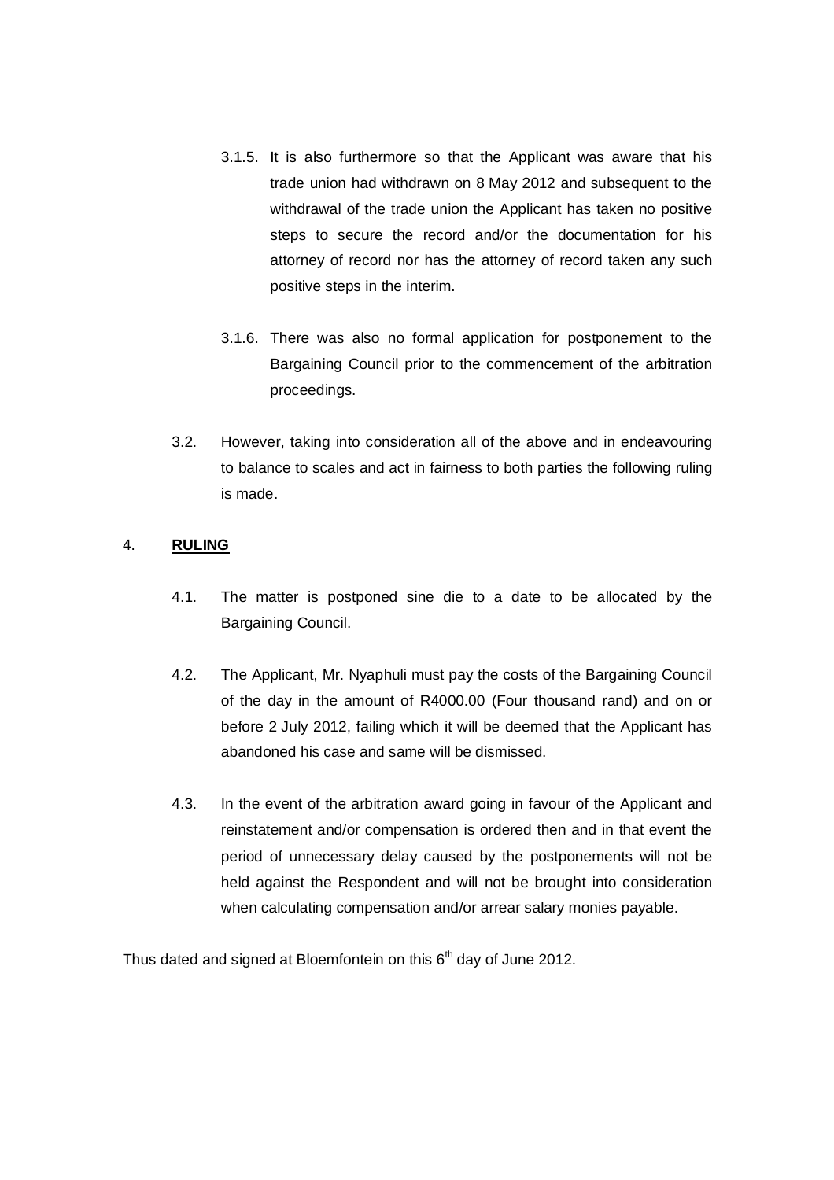3.1.5. It is also furthermore so that the Applicant was aware that his trade union had withdrawn on 8 May 2012 and subsequent to the withdrawal of the trade union the Applicant has taken no positive steps to secure the record and/or the documentation for his attorney of record nor has the attorney of record taken any such positive steps in the interim.

3.1.6. There was also no formal application for postponement to the Bargaining Council prior to the commencement of the arbitration proceedings.

3.2. However, taking into consideration all of the above and in endeavouring to balance to scales and act in fairness to both parties the following ruling is made.

4. **<u>RULING</u>**

4.1. The matter is postponed sine die to a date to be allocated by the Bargaining Council.

4.2. The Applicant, Mr. Nyaphuli must pay the costs of the Bargaining Council of the day in the amount of R4000.00 (Four thousand rand) and on or before 2 July 2012, failing which it will be deemed that the Applicant has abandoned his case and same will be dismissed.

4.3. In the event of the arbitration award going in favour of the Applicant and reinstatement and/or compensation is ordered then and in that event the period of unnecessary delay caused by the postponements will not be held against the Respondent and will not be brought into consideration when calculating compensation and/or arrear salary monies payable.

Thus dated and signed at Bloemfontein on this 6th day of June 2012.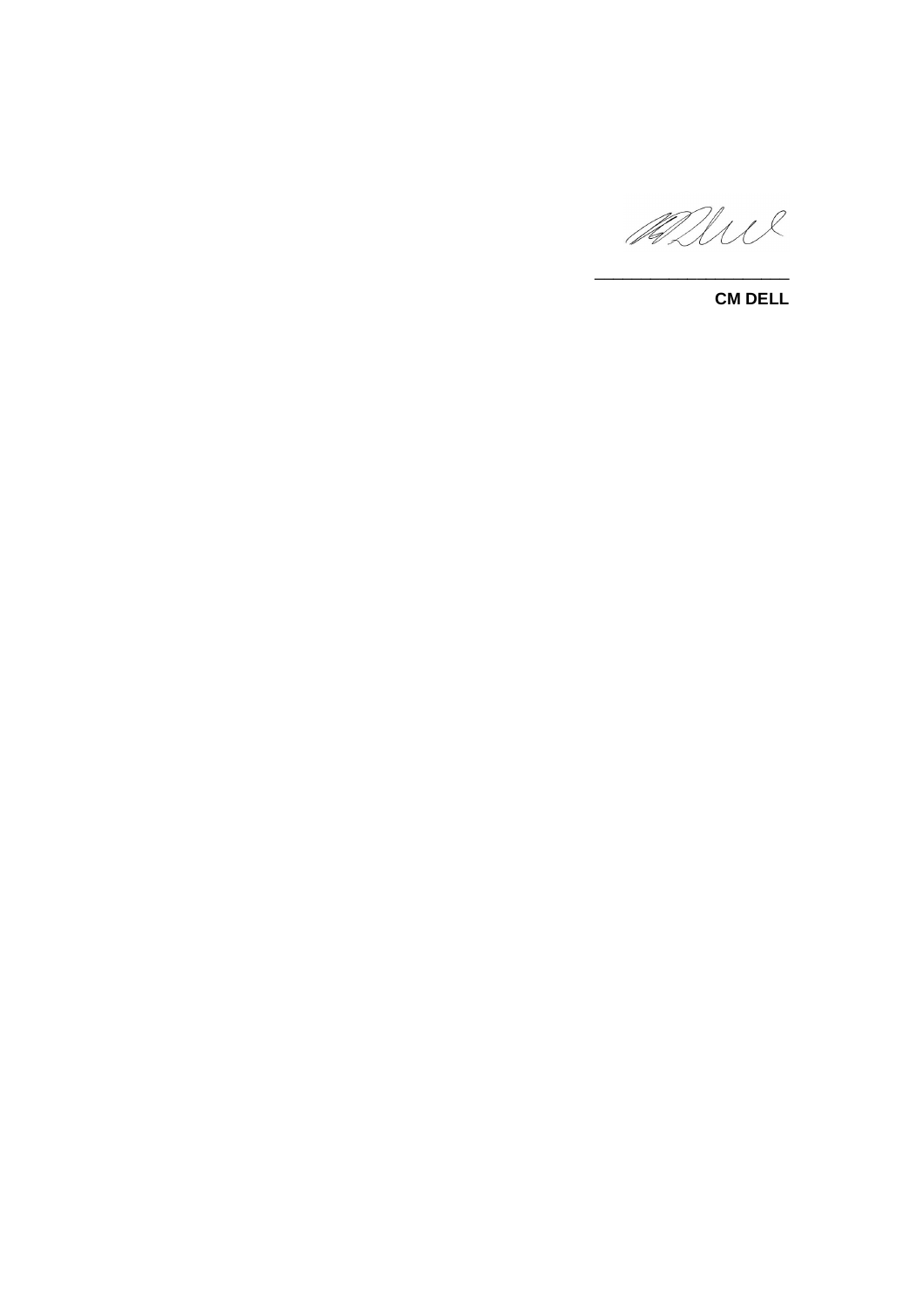\_\_\_\_\_\_\_\_\_\_\_\_\_\_\_\_\_\_\_\_\_\_

**CM DELL**